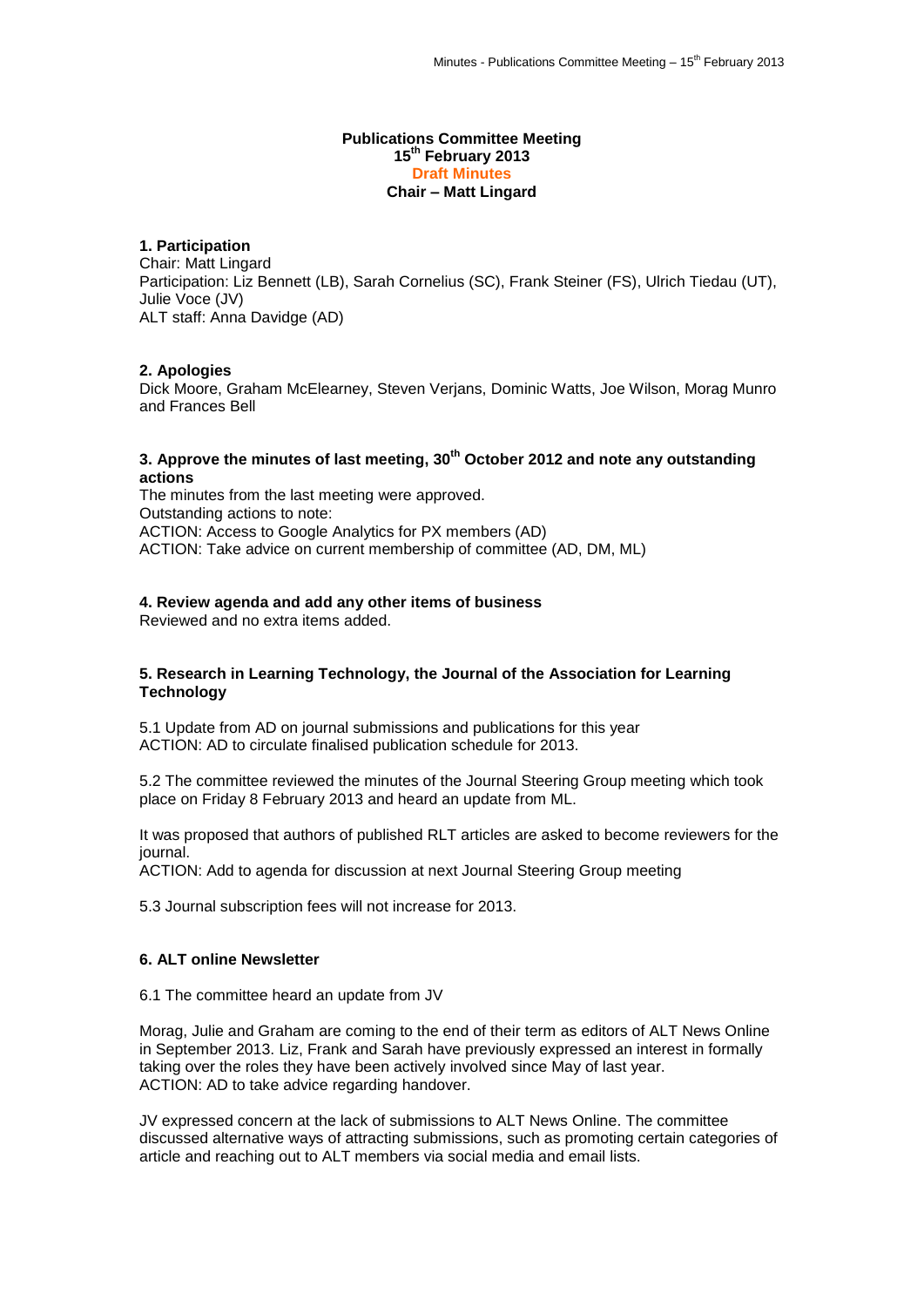# Publications Committee Meeting
## 15th February 2013
**Draft Minutes**
**Chair – Matt Lingard**

### 1. Participation

Chair: Matt Lingard
Participation: Liz Bennett (LB), Sarah Cornelius (SC), Frank Steiner (FS), Ulrich Tiedau (UT), Julie Voce (JV)
ALT staff: Anna Davidge (AD)

### 2. Apologies

Dick Moore, Graham McElearney, Steven Verjans, Dominic Watts, Joe Wilson, Morag Munro and Frances Bell

### 3. Approve the minutes of last meeting, 30th October 2012 and note any outstanding actions

The minutes from the last meeting were approved.
Outstanding actions to note:
ACTION: Access to Google Analytics for PX members (AD)
ACTION: Take advice on current membership of committee (AD, DM, ML)

### 4. Review agenda and add any other items of business

Reviewed and no extra items added.

### 5. Research in Learning Technology, the Journal of the Association for Learning Technology

5.1 Update from AD on journal submissions and publications for this year
ACTION: AD to circulate finalised publication schedule for 2013.

5.2 The committee reviewed the minutes of the Journal Steering Group meeting which took place on Friday 8 February 2013 and heard an update from ML.

It was proposed that authors of published RLT articles are asked to become reviewers for the journal.
ACTION: Add to agenda for discussion at next Journal Steering Group meeting

5.3 Journal subscription fees will not increase for 2013.

### 6. ALT online Newsletter

6.1 The committee heard an update from JV

Morag, Julie and Graham are coming to the end of their term as editors of ALT News Online in September 2013. Liz, Frank and Sarah have previously expressed an interest in formally taking over the roles they have been actively involved since May of last year.
ACTION: AD to take advice regarding handover.

JV expressed concern at the lack of submissions to ALT News Online. The committee discussed alternative ways of attracting submissions, such as promoting certain categories of article and reaching out to ALT members via social media and email lists.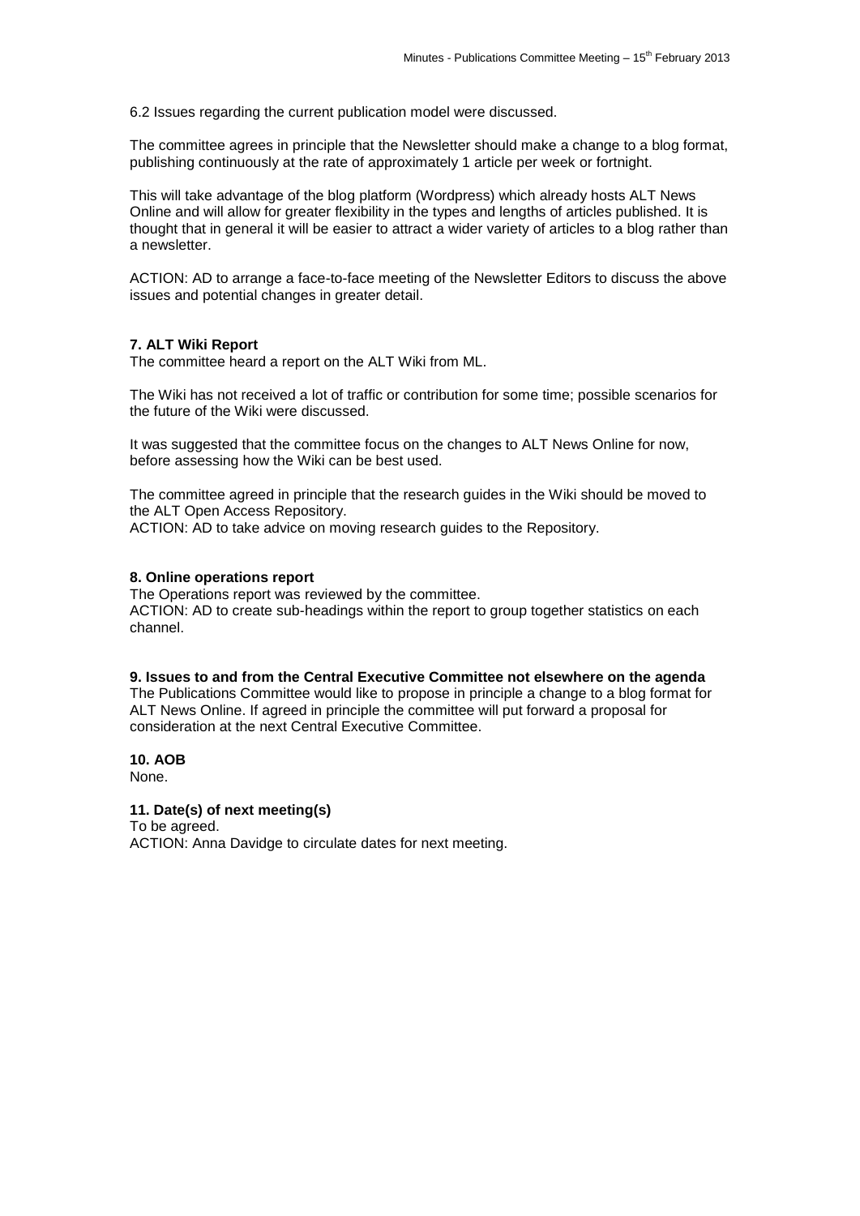6.2 Issues regarding the current publication model were discussed.

The committee agrees in principle that the Newsletter should make a change to a blog format, publishing continuously at the rate of approximately 1 article per week or fortnight.

This will take advantage of the blog platform (Wordpress) which already hosts ALT News Online and will allow for greater flexibility in the types and lengths of articles published. It is thought that in general it will be easier to attract a wider variety of articles to a blog rather than a newsletter.

ACTION: AD to arrange a face-to-face meeting of the Newsletter Editors to discuss the above issues and potential changes in greater detail.

**7. ALT Wiki Report**

The committee heard a report on the ALT Wiki from ML.

The Wiki has not received a lot of traffic or contribution for some time; possible scenarios for the future of the Wiki were discussed.

It was suggested that the committee focus on the changes to ALT News Online for now, before assessing how the Wiki can be best used.

The committee agreed in principle that the research guides in the Wiki should be moved to the ALT Open Access Repository.

ACTION: AD to take advice on moving research guides to the Repository.

**8. Online operations report**

The Operations report was reviewed by the committee.

ACTION: AD to create sub-headings within the report to group together statistics on each channel.

**9. Issues to and from the Central Executive Committee not elsewhere on the agenda**

The Publications Committee would like to propose in principle a change to a blog format for ALT News Online. If agreed in principle the committee will put forward a proposal for consideration at the next Central Executive Committee.

**10. AOB**

None.

**11. Date(s) of next meeting(s)**

To be agreed.

ACTION: Anna Davidge to circulate dates for next meeting.